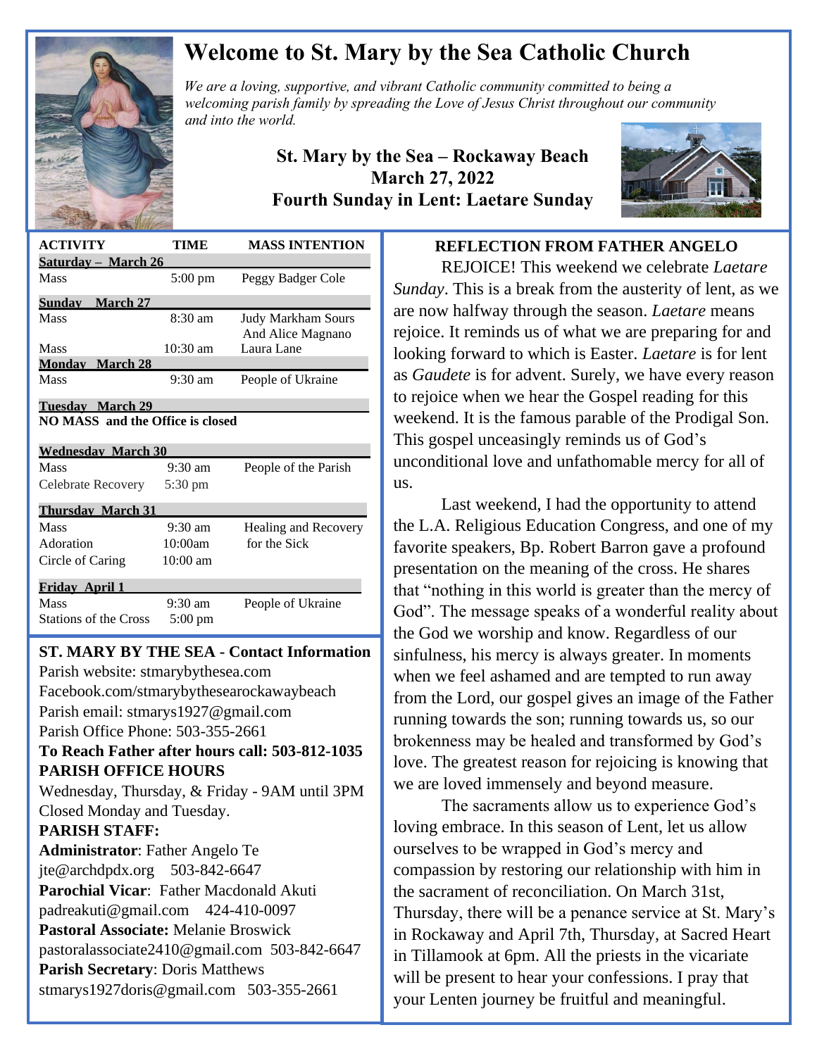# Welcome to St. Mary by the Sea Catholic Church

*We are a loving, supportive, and vibrant Catholic community committed to being a welcoming parish family by spreading the Love of Jesus Christ throughout our community and into the world.*

**St. Mary by the Sea – Rockaway Beach**
**March 27, 2022**
**Fourth Sunday in Lent: Laetare Sunday**

| ACTIVITY | TIME | MASS INTENTION |
|---|---|---|
| **Saturday – March 26** | | |
| Mass | 5:00 pm | Peggy Badger Cole |
| **Sunday March 27** | | |
| Mass | 8:30 am | Judy Markham Sours And Alice Magnano |
| Mass | 10:30 am | Laura Lane |
| **Monday March 28** | | |
| Mass | 9:30 am | People of Ukraine |
| **Tuesday March 29** | | |
| **NO MASS and the Office is closed** | | |
| **Wednesday March 30** | | |
| Mass | 9:30 am | People of the Parish |
| Celebrate Recovery | 5:30 pm | |
| **Thursday March 31** | | |
| Mass | 9:30 am | Healing and Recovery for the Sick |
| Adoration | 10:00am | |
| Circle of Caring | 10:00 am | |
| **Friday April 1** | | |
| Mass | 9:30 am | People of Ukraine |
| Stations of the Cross | 5:00 pm | |

## ST. MARY BY THE SEA - Contact Information

Parish website: stmarybythesea.com
Facebook.com/stmarybythesearockawaybeach
Parish email: stmarys1927@gmail.com
Parish Office Phone: 503-355-2661
**To Reach Father after hours call: 503-812-1035**

**PARISH OFFICE HOURS**
Wednesday, Thursday, & Friday - 9AM until 3PM
Closed Monday and Tuesday.

**PARISH STAFF:**
**Administrator**: Father Angelo Te
jte@archdpdx.org 503-842-6647
**Parochial Vicar**: Father Macdonald Akuti
padreakuti@gmail.com 424-410-0097
**Pastoral Associate:** Melanie Broswick
pastoralassociate2410@gmail.com 503-842-6647
**Parish Secretary**: Doris Matthews
stmarys1927doris@gmail.com 503-355-2661

## REFLECTION FROM FATHER ANGELO

REJOICE! This weekend we celebrate *Laetare Sunday*. This is a break from the austerity of lent, as we are now halfway through the season. *Laetare* means rejoice. It reminds us of what we are preparing for and looking forward to which is Easter. *Laetare* is for lent as *Gaudete* is for advent. Surely, we have every reason to rejoice when we hear the Gospel reading for this weekend. It is the famous parable of the Prodigal Son. This gospel unceasingly reminds us of God's unconditional love and unfathomable mercy for all of us.

Last weekend, I had the opportunity to attend the L.A. Religious Education Congress, and one of my favorite speakers, Bp. Robert Barron gave a profound presentation on the meaning of the cross. He shares that "nothing in this world is greater than the mercy of God". The message speaks of a wonderful reality about the God we worship and know. Regardless of our sinfulness, his mercy is always greater. In moments when we feel ashamed and are tempted to run away from the Lord, our gospel gives an image of the Father running towards the son; running towards us, so our brokenness may be healed and transformed by God's love. The greatest reason for rejoicing is knowing that we are loved immensely and beyond measure.

The sacraments allow us to experience God's loving embrace. In this season of Lent, let us allow ourselves to be wrapped in God's mercy and compassion by restoring our relationship with him in the sacrament of reconciliation. On March 31st, Thursday, there will be a penance service at St. Mary's in Rockaway and April 7th, Thursday, at Sacred Heart in Tillamook at 6pm. All the priests in the vicariate will be present to hear your confessions. I pray that your Lenten journey be fruitful and meaningful.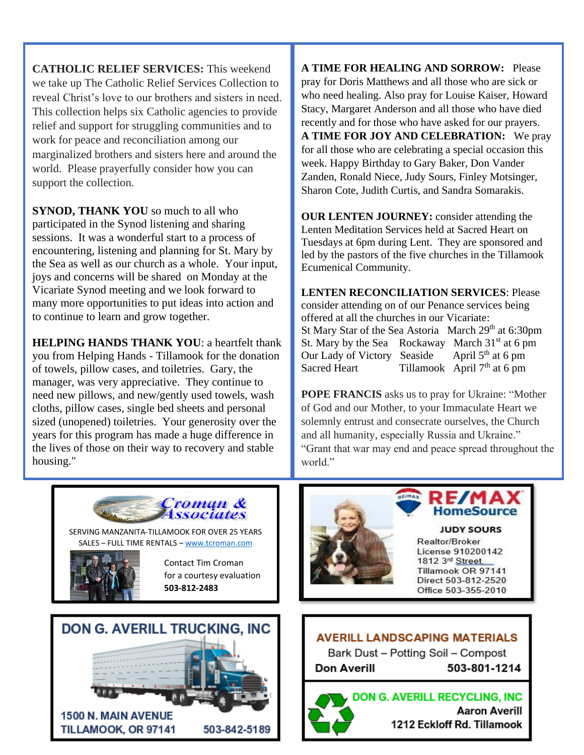**CATHOLIC RELIEF SERVICES:** This weekend we take up The Catholic Relief Services Collection to reveal Christ's love to our brothers and sisters in need. This collection helps six Catholic agencies to provide relief and support for struggling communities and to work for peace and reconciliation among our marginalized brothers and sisters here and around the world. Please prayerfully consider how you can support the collection.

**SYNOD, THANK YOU** so much to all who participated in the Synod listening and sharing sessions. It was a wonderful start to a process of encountering, listening and planning for St. Mary by the Sea as well as our church as a whole. Your input, joys and concerns will be shared on Monday at the Vicariate Synod meeting and we look forward to many more opportunities to put ideas into action and to continue to learn and grow together.

**HELPING HANDS THANK YOU**: a heartfelt thank you from Helping Hands - Tillamook for the donation of towels, pillow cases, and toiletries. Gary, the manager, was very appreciative. They continue to need new pillows, and new/gently used towels, wash cloths, pillow cases, single bed sheets and personal sized (unopened) toiletries. Your generosity over the years for this program has made a huge difference in the lives of those on their way to recovery and stable housing."

**A TIME FOR HEALING AND SORROW:** Please pray for Doris Matthews and all those who are sick or who need healing. Also pray for Louise Kaiser, Howard Stacy, Margaret Anderson and all those who have died recently and for those who have asked for our prayers.

**A TIME FOR JOY AND CELEBRATION:** We pray for all those who are celebrating a special occasion this week. Happy Birthday to Gary Baker, Don Vander Zanden, Ronald Niece, Judy Sours, Finley Motsinger, Sharon Cote, Judith Curtis, and Sandra Somarakis.

**OUR LENTEN JOURNEY:** consider attending the Lenten Meditation Services held at Sacred Heart on Tuesdays at 6pm during Lent. They are sponsored and led by the pastors of the five churches in the Tillamook Ecumenical Community.

**LENTEN RECONCILIATION SERVICES**: Please consider attending on of our Penance services being offered at all the churches in our Vicariate:

| | | |
|---|---|---|
| St Mary Star of the Sea | Astoria | March 29th at 6:30pm |
| St. Mary by the Sea | Rockaway | March 31st at 6 pm |
| Our Lady of Victory | Seaside | April 5th at 6 pm |
| Sacred Heart | Tillamook | April 7th at 6 pm |

**POPE FRANCIS** asks us to pray for Ukraine: "Mother of God and our Mother, to your Immaculate Heart we solemnly entrust and consecrate ourselves, the Church and all humanity, especially Russia and Ukraine." "Grant that war may end and peace spread throughout the world."

---

**Croman & Associates**

SERVING MANZANITA-TILLAMOOK FOR OVER 25 YEARS
SALES – FULL TIME RENTALS – www.tcroman.com

Contact Tim Croman
for a courtesy evaluation
**503-812-2483**

---

**RE/MAX HomeSource**

**JUDY SOURS**
Realtor/Broker
License 910200142
1812 3rd Street
Tillamook OR 97141
Direct 503-812-2520
Office 503-355-2010

---

**DON G. AVERILL TRUCKING, INC**

1500 N. MAIN AVENUE
TILLAMOOK, OR 97141 503-842-5189

---

**AVERILL LANDSCAPING MATERIALS**

Bark Dust – Potting Soil – Compost
**Don Averill** **503-801-1214**

**DON G. AVERILL RECYCLING, INC**
Aaron Averill
1212 Eckloff Rd. Tillamook